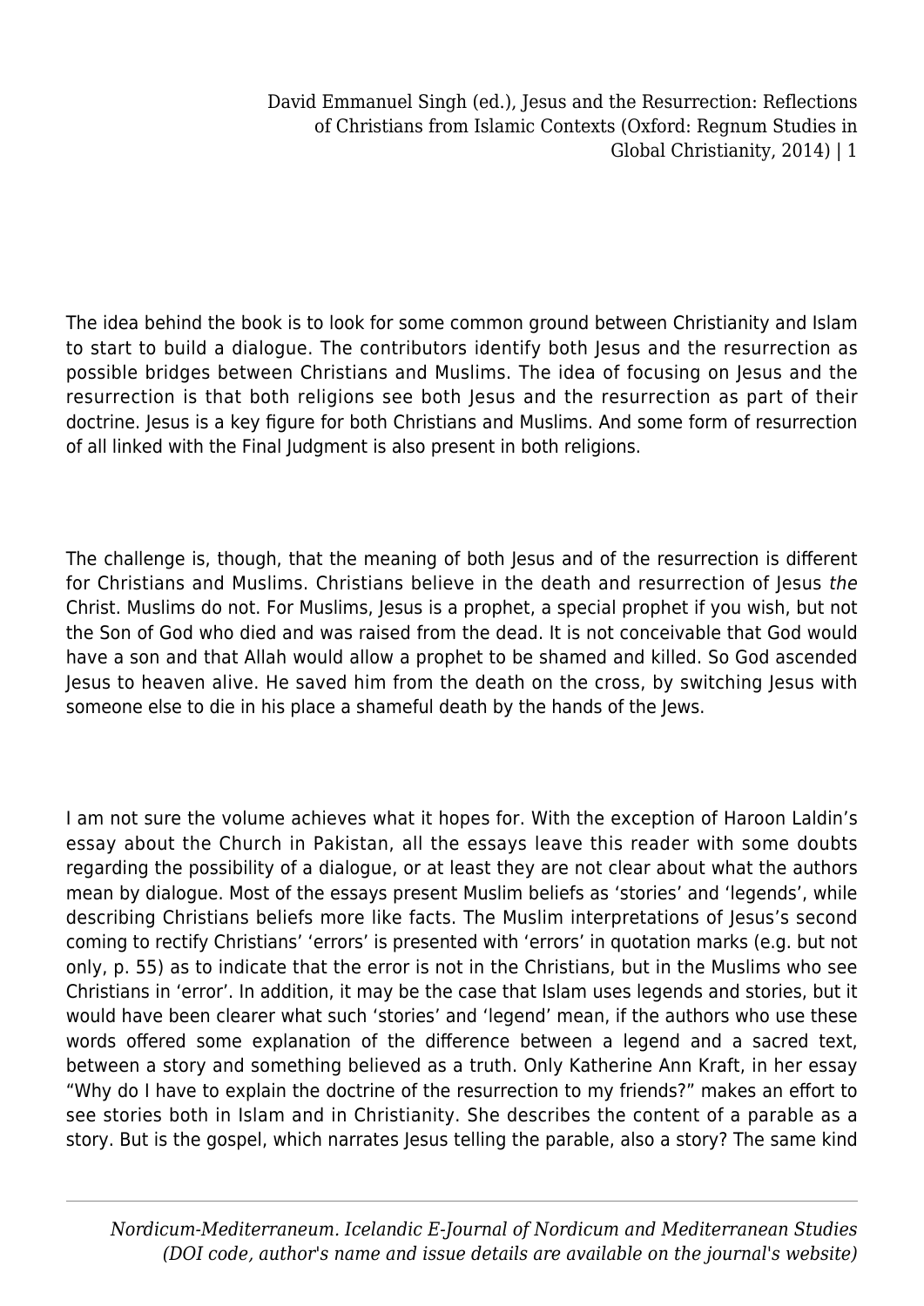The idea behind the book is to look for some common ground between Christianity and Islam to start to build a dialogue. The contributors identify both Jesus and the resurrection as possible bridges between Christians and Muslims. The idea of focusing on Jesus and the resurrection is that both religions see both Jesus and the resurrection as part of their doctrine. Jesus is a key figure for both Christians and Muslims. And some form of resurrection of all linked with the Final Judgment is also present in both religions.

The challenge is, though, that the meaning of both Jesus and of the resurrection is different for Christians and Muslims. Christians believe in the death and resurrection of Jesus *the* Christ. Muslims do not. For Muslims, Jesus is a prophet, a special prophet if you wish, but not the Son of God who died and was raised from the dead. It is not conceivable that God would have a son and that Allah would allow a prophet to be shamed and killed. So God ascended Jesus to heaven alive. He saved him from the death on the cross, by switching Jesus with someone else to die in his place a shameful death by the hands of the Jews.

I am not sure the volume achieves what it hopes for. With the exception of Haroon Laldin's essay about the Church in Pakistan, all the essays leave this reader with some doubts regarding the possibility of a dialogue, or at least they are not clear about what the authors mean by dialogue. Most of the essays present Muslim beliefs as 'stories' and 'legends', while describing Christians beliefs more like facts. The Muslim interpretations of Jesus's second coming to rectify Christians' 'errors' is presented with 'errors' in quotation marks (e.g. but not only, p. 55) as to indicate that the error is not in the Christians, but in the Muslims who see Christians in 'error'. In addition, it may be the case that Islam uses legends and stories, but it would have been clearer what such 'stories' and 'legend' mean, if the authors who use these words offered some explanation of the difference between a legend and a sacred text, between a story and something believed as a truth. Only Katherine Ann Kraft, in her essay "Why do I have to explain the doctrine of the resurrection to my friends?" makes an effort to see stories both in Islam and in Christianity. She describes the content of a parable as a story. But is the gospel, which narrates Jesus telling the parable, also a story? The same kind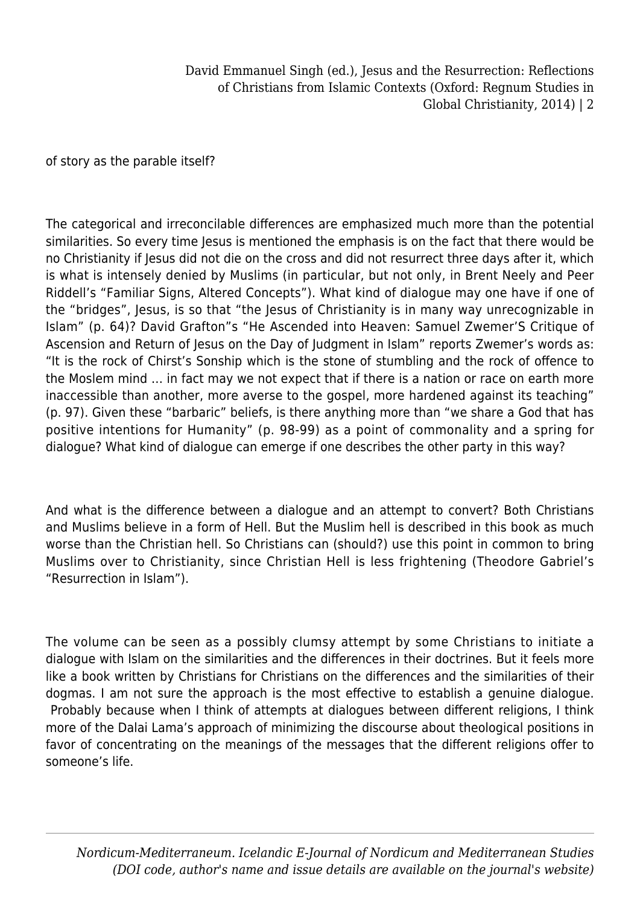of story as the parable itself?

The categorical and irreconcilable differences are emphasized much more than the potential similarities. So every time Jesus is mentioned the emphasis is on the fact that there would be no Christianity if Jesus did not die on the cross and did not resurrect three days after it, which is what is intensely denied by Muslims (in particular, but not only, in Brent Neely and Peer Riddell's "Familiar Signs, Altered Concepts"). What kind of dialogue may one have if one of the "bridges", Jesus, is so that "the Jesus of Christianity is in many way unrecognizable in Islam" (p. 64)? David Grafton"s "He Ascended into Heaven: Samuel Zwemer'S Critique of Ascension and Return of Jesus on the Day of Judgment in Islam" reports Zwemer's words as: "It is the rock of Chirst's Sonship which is the stone of stumbling and the rock of offence to the Moslem mind … in fact may we not expect that if there is a nation or race on earth more inaccessible than another, more averse to the gospel, more hardened against its teaching" (p. 97). Given these "barbaric" beliefs, is there anything more than "we share a God that has positive intentions for Humanity" (p. 98-99) as a point of commonality and a spring for dialogue? What kind of dialogue can emerge if one describes the other party in this way?

And what is the difference between a dialogue and an attempt to convert? Both Christians and Muslims believe in a form of Hell. But the Muslim hell is described in this book as much worse than the Christian hell. So Christians can (should?) use this point in common to bring Muslims over to Christianity, since Christian Hell is less frightening (Theodore Gabriel's "Resurrection in Islam").

The volume can be seen as a possibly clumsy attempt by some Christians to initiate a dialogue with Islam on the similarities and the differences in their doctrines. But it feels more like a book written by Christians for Christians on the differences and the similarities of their dogmas. I am not sure the approach is the most effective to establish a genuine dialogue. Probably because when I think of attempts at dialogues between different religions, I think more of the Dalai Lama's approach of minimizing the discourse about theological positions in favor of concentrating on the meanings of the messages that the different religions offer to someone's life.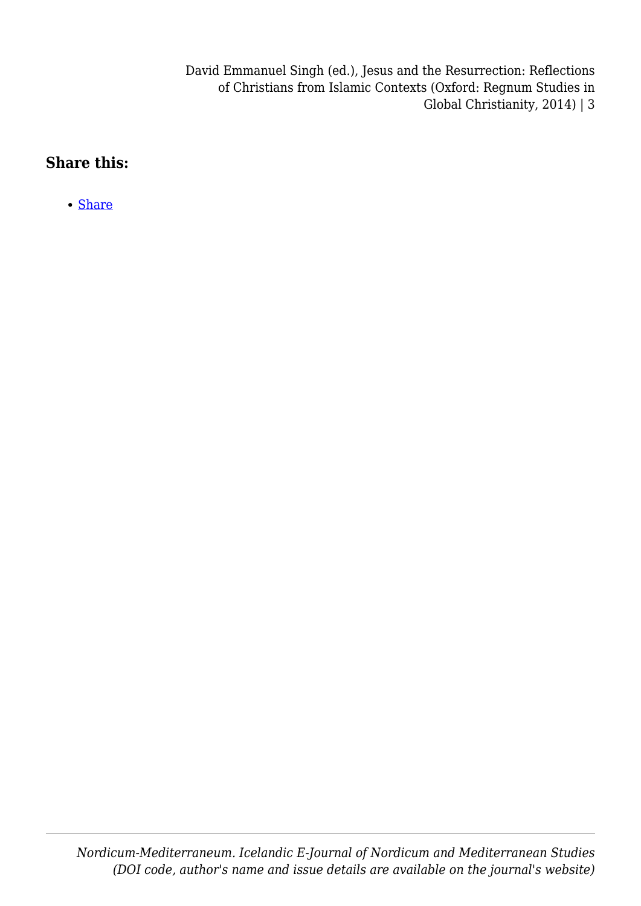## Share this:

- Share